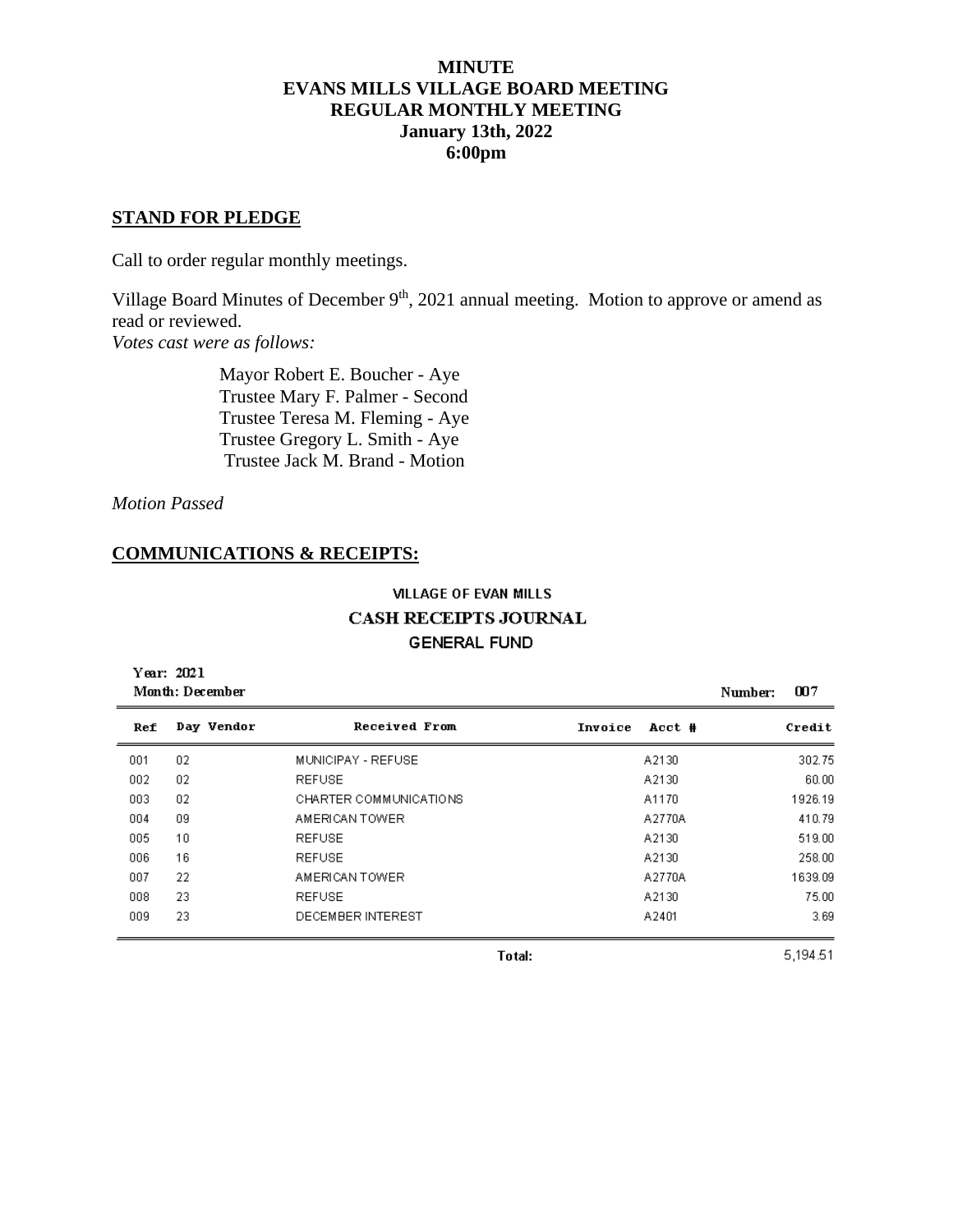**MINUTE**
**EVANS MILLS VILLAGE BOARD MEETING**
**REGULAR MONTHLY MEETING**
**January 13th, 2022**
**6:00pm**

## STAND FOR PLEDGE

Call to order regular monthly meetings.

Village Board Minutes of December 9th, 2021 annual meeting. Motion to approve or amend as read or reviewed.
*Votes cast were as follows:*

Mayor Robert E. Boucher - Aye
Trustee Mary F. Palmer - Second
Trustee Teresa M. Fleming - Aye
Trustee Gregory L. Smith - Aye
Trustee Jack M. Brand - Motion

*Motion Passed*

## COMMUNICATIONS & RECEIPTS:

**VILLAGE OF EVAN MILLS**
**CASH RECEIPTS JOURNAL**
**GENERAL FUND**

Year: 2021
Month: December

Number: 007

| Ref | Day Vendor | Received From | Invoice | Acct # | Credit |
|---|---|---|---|---|---|
| 001 | 02 | MUNICIPAY - REFUSE | | A2130 | 302.75 |
| 002 | 02 | REFUSE | | A2130 | 60.00 |
| 003 | 02 | CHARTER COMMUNICATIONS | | A1170 | 1926.19 |
| 004 | 09 | AMERICAN TOWER | | A2770A | 410.79 |
| 005 | 10 | REFUSE | | A2130 | 519.00 |
| 006 | 16 | REFUSE | | A2130 | 258.00 |
| 007 | 22 | AMERICAN TOWER | | A2770A | 1639.09 |
| 008 | 23 | REFUSE | | A2130 | 75.00 |
| 009 | 23 | DECEMBER INTEREST | | A2401 | 3.69 |
| | | | **Total:** | | 5,194.51 |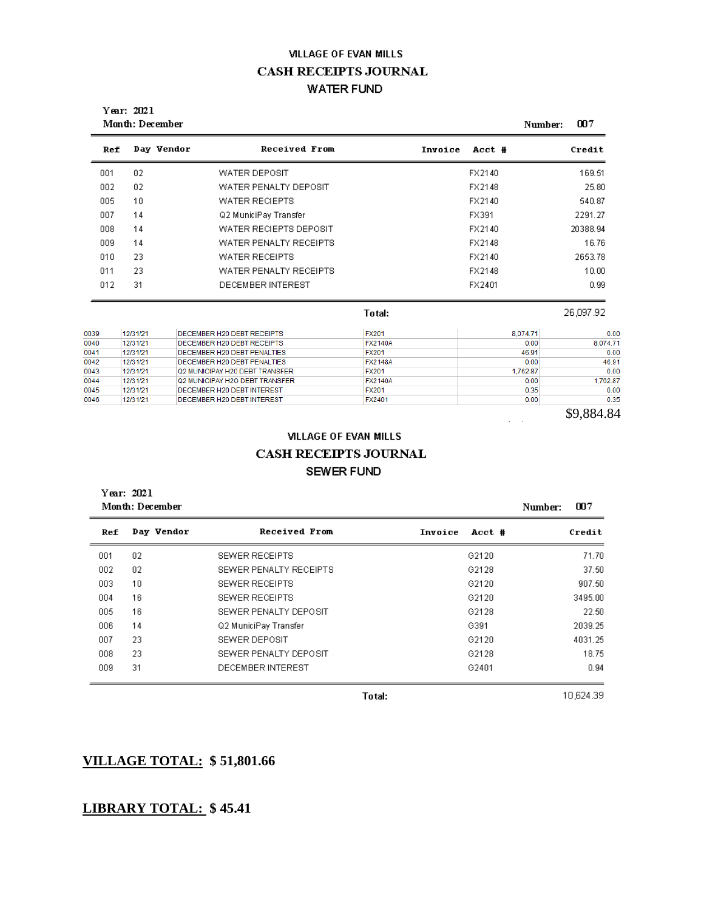VILLAGE OF EVAN MILLS

# CASH RECEIPTS JOURNAL

## WATER FUND

**Year:** 2021
**Month:** December

**Number:** 007

| Ref | Day | Vendor | Received From | Invoice | Acct # | Credit |
|---|---|---|---|---|---|---|
| 001 | 02 | | WATER DEPOSIT | | FX2140 | 169.51 |
| 002 | 02 | | WATER PENALTY DEPOSIT | | FX2148 | 25.80 |
| 005 | 10 | | WATER RECIEPTS | | FX2140 | 540.87 |
| 007 | 14 | | Q2 MuniciPay Transfer | | FX391 | 2291.27 |
| 008 | 14 | | WATER RECIEPTS DEPOSIT | | FX2140 | 20388.94 |
| 009 | 14 | | WATER PENALTY RECEIPTS | | FX2148 | 16.76 |
| 010 | 23 | | WATER RECEIPTS | | FX2140 | 2653.78 |
| 011 | 23 | | WATER PENALTY RECEIPTS | | FX2148 | 10.00 |
| 012 | 31 | | DECEMBER INTEREST | | FX2401 | 0.99 |
| | | | | **Total:** | | 26,097.92 |

| | | | | | |
|---|---|---|---|---|---|
| 0039 | 12/31/21 | DECEMBER H20 DEBT RECEIPTS | FX201 | 8,074.71 | 0.00 |
| 0040 | 12/31/21 | DECEMBER H20 DEBT RECEIPTS | FX2140A | 0.00 | 8,074.71 |
| 0041 | 12/31/21 | DECEMBER H20 DEBT PENALTIES | FX201 | 46.91 | 0.00 |
| 0042 | 12/31/21 | DECEMBER H20 DEBT PENALTIES | FX2148A | 0.00 | 46.91 |
| 0043 | 12/31/21 | Q2 MUNICIPAY H20 DEBT TRANSFER | FX201 | 1,762.87 | 0.00 |
| 0044 | 12/31/21 | Q2 MUNICIPAY H20 DEBT TRANSFER | FX2140A | 0.00 | 1,762.87 |
| 0045 | 12/31/21 | DECEMBER H20 DEBT INTEREST | FX201 | 0.35 | 0.00 |
| 0046 | 12/31/21 | DECEMBER H20 DEBT INTEREST | FX2401 | 0.00 | 0.35 |

$9,884.84

VILLAGE OF EVAN MILLS

# CASH RECEIPTS JOURNAL

## SEWER FUND

**Year:** 2021
**Month:** December

**Number:** 007

| Ref | Day | Vendor | Received From | Invoice | Acct # | Credit |
|---|---|---|---|---|---|---|
| 001 | 02 | | SEWER RECEIPTS | | G2120 | 71.70 |
| 002 | 02 | | SEWER PENALTY RECEIPTS | | G2128 | 37.50 |
| 003 | 10 | | SEWER RECEIPTS | | G2120 | 907.50 |
| 004 | 16 | | SEWER RECEIPTS | | G2120 | 3495.00 |
| 005 | 16 | | SEWER PENALTY DEPOSIT | | G2128 | 22.50 |
| 006 | 14 | | Q2 MuniciPay Transfer | | G391 | 2039.25 |
| 007 | 23 | | SEWER DEPOSIT | | G2120 | 4031.25 |
| 008 | 23 | | SEWER PENALTY DEPOSIT | | G2128 | 18.75 |
| 009 | 31 | | DECEMBER INTEREST | | G2401 | 0.94 |
| | | | | **Total:** | | 10,624.39 |

**VILLAGE TOTAL: $ 51,801.66**

**LIBRARY TOTAL: $ 45.41**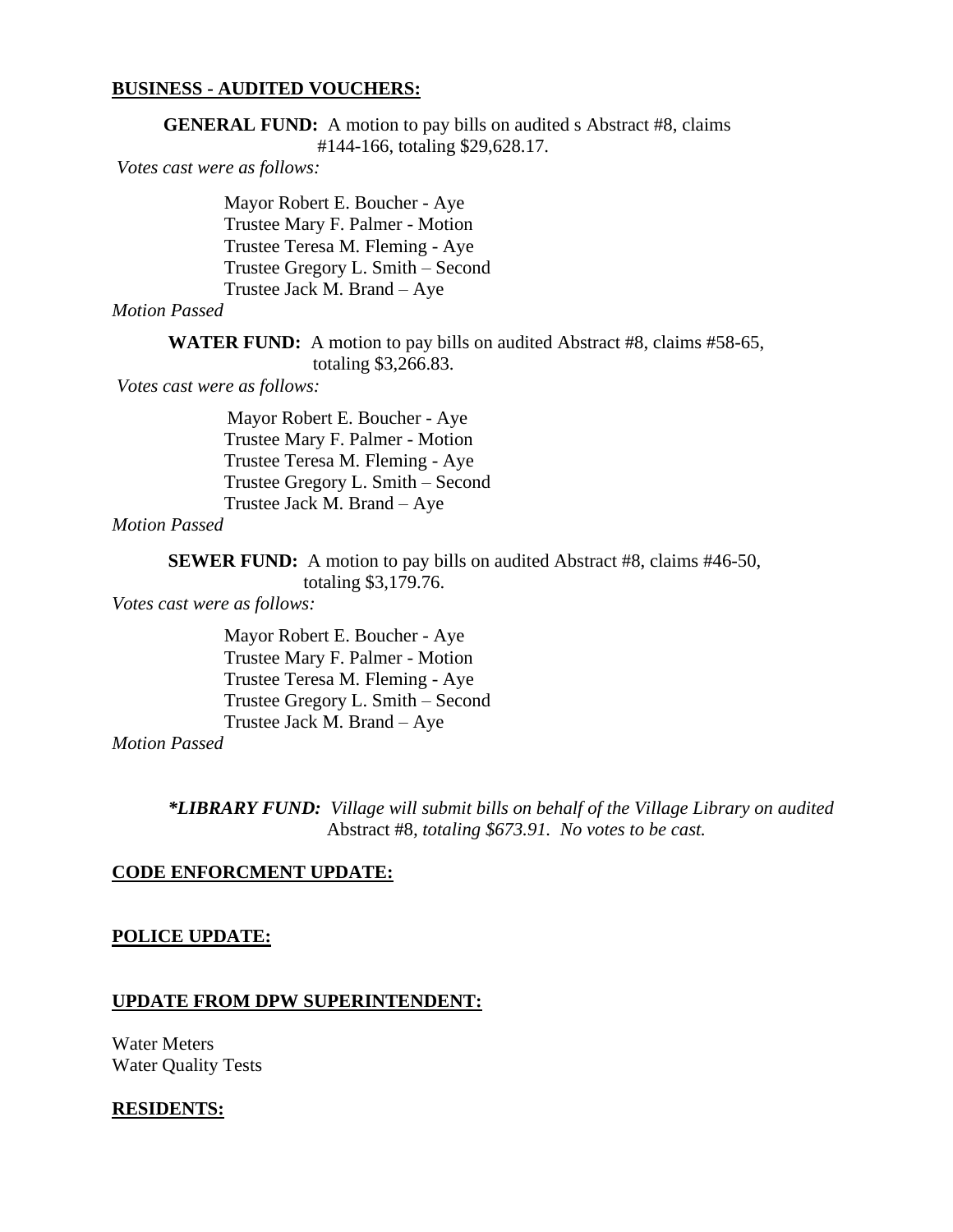**BUSINESS - AUDITED VOUCHERS:**

**GENERAL FUND:** A motion to pay bills on audited s Abstract #8, claims #144-166, totaling $29,628.17.

*Votes cast were as follows:*

Mayor Robert E. Boucher - Aye
Trustee Mary F. Palmer - Motion
Trustee Teresa M. Fleming - Aye
Trustee Gregory L. Smith – Second
Trustee Jack M. Brand – Aye

*Motion Passed*

**WATER FUND:** A motion to pay bills on audited Abstract #8, claims #58-65, totaling $3,266.83.

*Votes cast were as follows:*

Mayor Robert E. Boucher - Aye
Trustee Mary F. Palmer - Motion
Trustee Teresa M. Fleming - Aye
Trustee Gregory L. Smith – Second
Trustee Jack M. Brand – Aye

*Motion Passed*

**SEWER FUND:** A motion to pay bills on audited Abstract #8, claims #46-50, totaling $3,179.76.

*Votes cast were as follows:*

Mayor Robert E. Boucher - Aye
Trustee Mary F. Palmer - Motion
Trustee Teresa M. Fleming - Aye
Trustee Gregory L. Smith – Second
Trustee Jack M. Brand – Aye

*Motion Passed*

***LIBRARY FUND:** *Village will submit bills on behalf of the Village Library on audited* Abstract #8*, totaling $673.91. No votes to be cast.*

**CODE ENFORCMENT UPDATE:**

**POLICE UPDATE:**

**UPDATE FROM DPW SUPERINTENDENT:**

Water Meters
Water Quality Tests

**RESIDENTS:**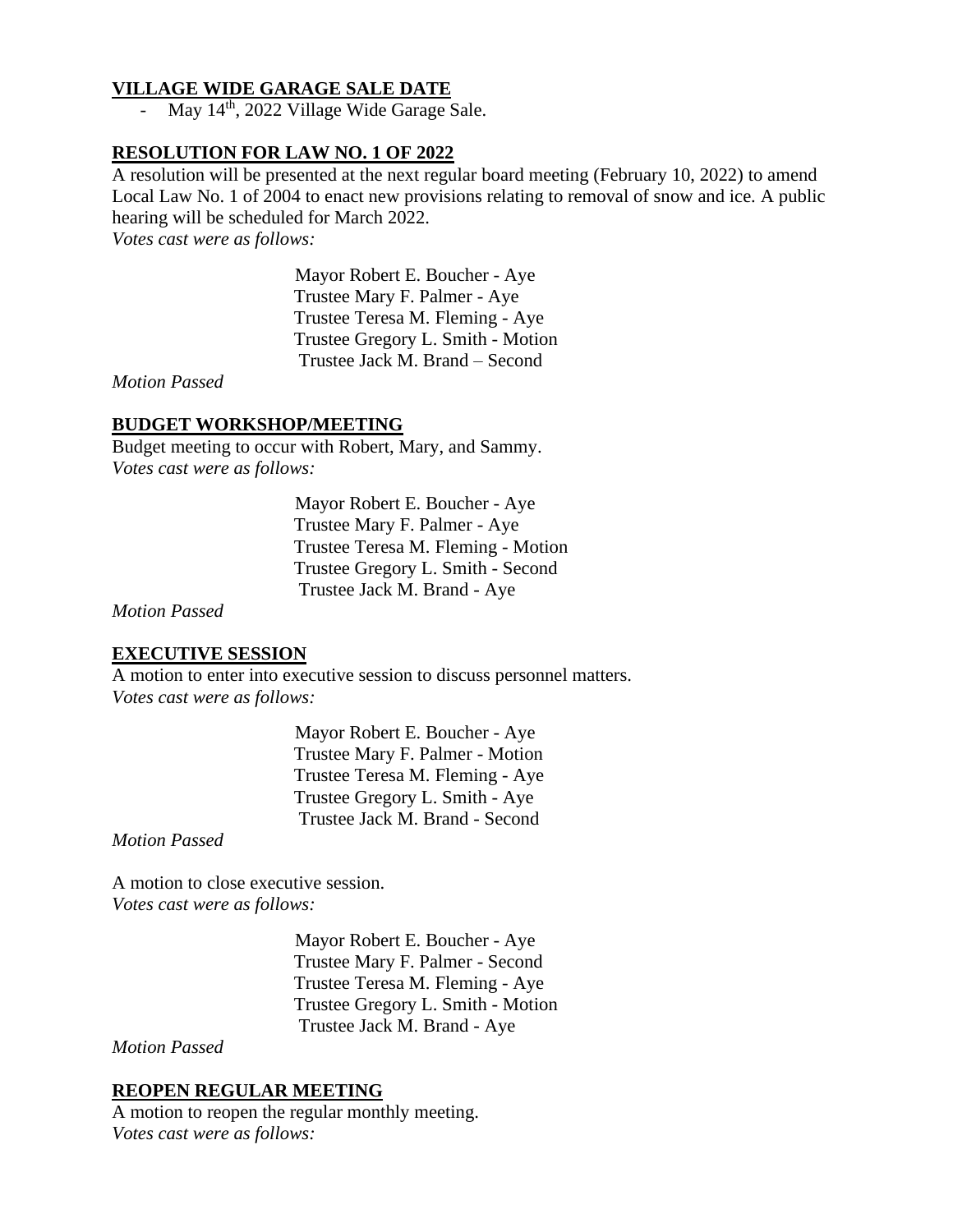**VILLAGE WIDE GARAGE SALE DATE**

- May 14th, 2022 Village Wide Garage Sale.

**RESOLUTION FOR LAW NO. 1 OF 2022**

A resolution will be presented at the next regular board meeting (February 10, 2022) to amend Local Law No. 1 of 2004 to enact new provisions relating to removal of snow and ice. A public hearing will be scheduled for March 2022.

*Votes cast were as follows:*

Mayor Robert E. Boucher - Aye
Trustee Mary F. Palmer - Aye
Trustee Teresa M. Fleming - Aye
Trustee Gregory L. Smith - Motion
Trustee Jack M. Brand – Second

*Motion Passed*

**BUDGET WORKSHOP/MEETING**

Budget meeting to occur with Robert, Mary, and Sammy.

*Votes cast were as follows:*

Mayor Robert E. Boucher - Aye
Trustee Mary F. Palmer - Aye
Trustee Teresa M. Fleming - Motion
Trustee Gregory L. Smith - Second
Trustee Jack M. Brand - Aye

*Motion Passed*

**EXECUTIVE SESSION**

A motion to enter into executive session to discuss personnel matters.

*Votes cast were as follows:*

Mayor Robert E. Boucher - Aye
Trustee Mary F. Palmer - Motion
Trustee Teresa M. Fleming - Aye
Trustee Gregory L. Smith - Aye
Trustee Jack M. Brand - Second

*Motion Passed*

A motion to close executive session.

*Votes cast were as follows:*

Mayor Robert E. Boucher - Aye
Trustee Mary F. Palmer - Second
Trustee Teresa M. Fleming - Aye
Trustee Gregory L. Smith - Motion
Trustee Jack M. Brand - Aye

*Motion Passed*

**REOPEN REGULAR MEETING**

A motion to reopen the regular monthly meeting.

*Votes cast were as follows:*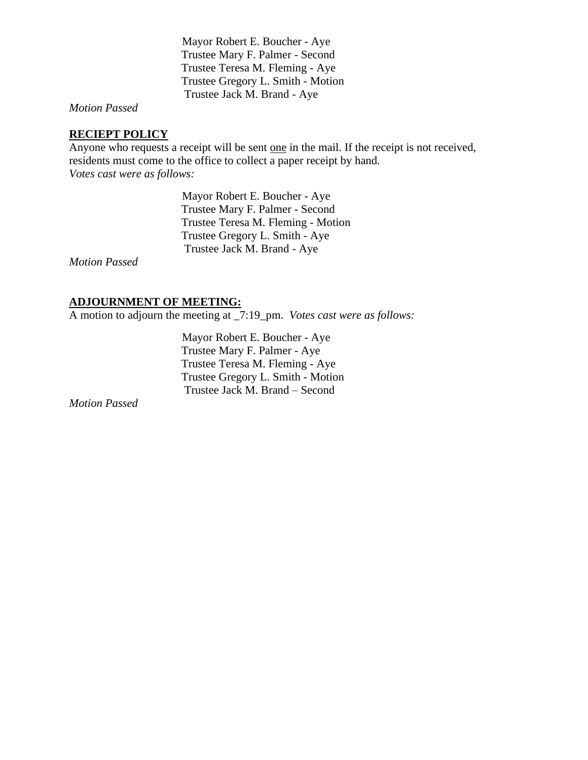Mayor Robert E. Boucher - Aye
Trustee Mary F. Palmer - Second
Trustee Teresa M. Fleming - Aye
Trustee Gregory L. Smith - Motion
Trustee Jack M. Brand - Aye

*Motion Passed*

**<u>RECIEPT POLICY</u>**

Anyone who requests a receipt will be sent <u>one</u> in the mail. If the receipt is not received, residents must come to the office to collect a paper receipt by hand.
*Votes cast were as follows:*

Mayor Robert E. Boucher - Aye
Trustee Mary F. Palmer - Second
Trustee Teresa M. Fleming - Motion
Trustee Gregory L. Smith - Aye
Trustee Jack M. Brand - Aye

*Motion Passed*

**<u>ADJOURNMENT OF MEETING:</u>**

A motion to adjourn the meeting at _7:19_pm. *Votes cast were as follows:*

Mayor Robert E. Boucher - Aye
Trustee Mary F. Palmer - Aye
Trustee Teresa M. Fleming - Aye
Trustee Gregory L. Smith - Motion
Trustee Jack M. Brand – Second

*Motion Passed*